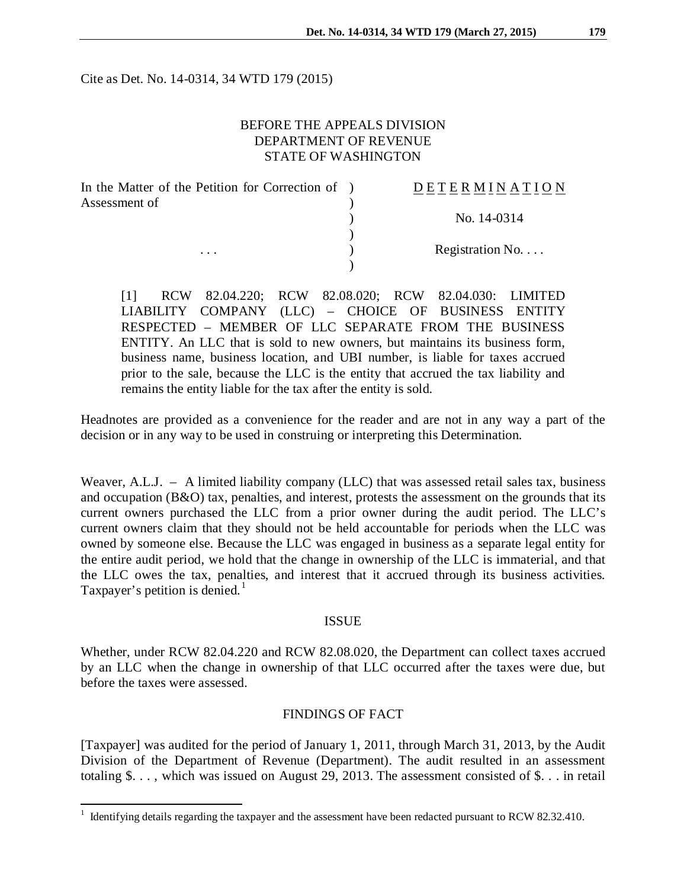Cite as Det. No. 14-0314, 34 WTD 179 (2015)

BEFORE THE APPEALS DIVISION
DEPARTMENT OF REVENUE
STATE OF WASHINGTON

| | | |
|---|---|---|
| In the Matter of the Petition for Correction of Assessment of | ) | DETERMINATION |
| | ) | No. 14-0314 |
| . . . | ) | Registration No. . . . |

[1] RCW 82.04.220; RCW 82.08.020; RCW 82.04.030: LIMITED LIABILITY COMPANY (LLC) – CHOICE OF BUSINESS ENTITY RESPECTED – MEMBER OF LLC SEPARATE FROM THE BUSINESS ENTITY. An LLC that is sold to new owners, but maintains its business form, business name, business location, and UBI number, is liable for taxes accrued prior to the sale, because the LLC is the entity that accrued the tax liability and remains the entity liable for the tax after the entity is sold.

Headnotes are provided as a convenience for the reader and are not in any way a part of the decision or in any way to be used in construing or interpreting this Determination.

Weaver, A.L.J. – A limited liability company (LLC) that was assessed retail sales tax, business and occupation (B&O) tax, penalties, and interest, protests the assessment on the grounds that its current owners purchased the LLC from a prior owner during the audit period. The LLC's current owners claim that they should not be held accountable for periods when the LLC was owned by someone else. Because the LLC was engaged in business as a separate legal entity for the entire audit period, we hold that the change in ownership of the LLC is immaterial, and that the LLC owes the tax, penalties, and interest that it accrued through its business activities. Taxpayer's petition is denied.[1]

## ISSUE

Whether, under RCW 82.04.220 and RCW 82.08.020, the Department can collect taxes accrued by an LLC when the change in ownership of that LLC occurred after the taxes were due, but before the taxes were assessed.

## FINDINGS OF FACT

[Taxpayer] was audited for the period of January 1, 2011, through March 31, 2013, by the Audit Division of the Department of Revenue (Department). The audit resulted in an assessment totaling $. . . , which was issued on August 29, 2013. The assessment consisted of $. . . in retail

---

[1] Identifying details regarding the taxpayer and the assessment have been redacted pursuant to RCW 82.32.410.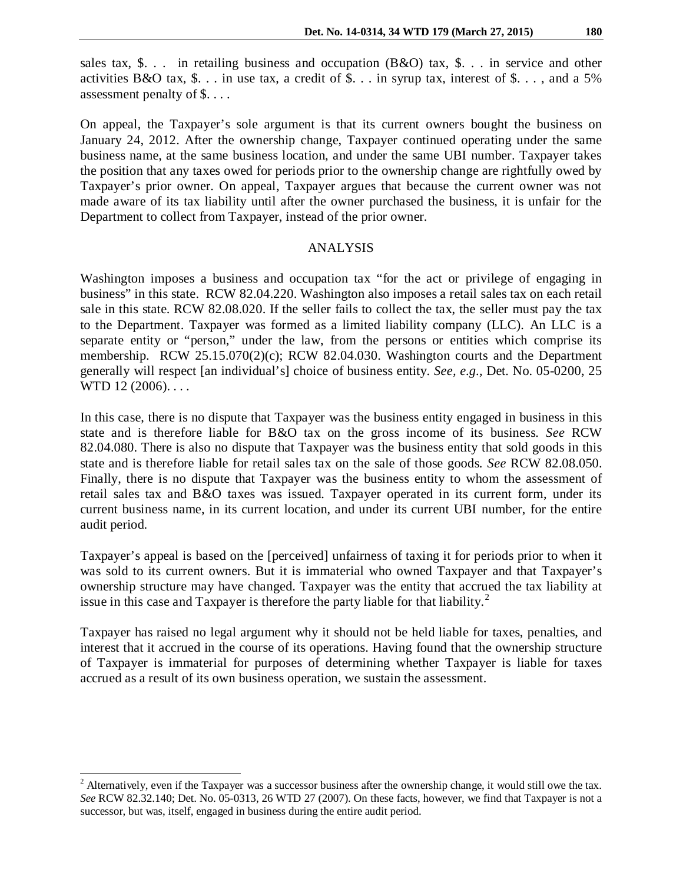sales tax, \$. . . in retailing business and occupation (B&O) tax, \$. . . in service and other activities B&O tax, \$. . . in use tax, a credit of \$. . . in syrup tax, interest of \$. . . , and a 5% assessment penalty of \$. . . .

On appeal, the Taxpayer's sole argument is that its current owners bought the business on January 24, 2012. After the ownership change, Taxpayer continued operating under the same business name, at the same business location, and under the same UBI number. Taxpayer takes the position that any taxes owed for periods prior to the ownership change are rightfully owed by Taxpayer's prior owner. On appeal, Taxpayer argues that because the current owner was not made aware of its tax liability until after the owner purchased the business, it is unfair for the Department to collect from Taxpayer, instead of the prior owner.

## ANALYSIS

Washington imposes a business and occupation tax "for the act or privilege of engaging in business" in this state. RCW 82.04.220. Washington also imposes a retail sales tax on each retail sale in this state. RCW 82.08.020. If the seller fails to collect the tax, the seller must pay the tax to the Department. Taxpayer was formed as a limited liability company (LLC). An LLC is a separate entity or "person," under the law, from the persons or entities which comprise its membership. RCW 25.15.070(2)(c); RCW 82.04.030. Washington courts and the Department generally will respect [an individual's] choice of business entity. *See, e.g.,* Det. No. 05-0200, 25 WTD 12 (2006). . . .

In this case, there is no dispute that Taxpayer was the business entity engaged in business in this state and is therefore liable for B&O tax on the gross income of its business. *See* RCW 82.04.080. There is also no dispute that Taxpayer was the business entity that sold goods in this state and is therefore liable for retail sales tax on the sale of those goods. *See* RCW 82.08.050. Finally, there is no dispute that Taxpayer was the business entity to whom the assessment of retail sales tax and B&O taxes was issued. Taxpayer operated in its current form, under its current business name, in its current location, and under its current UBI number, for the entire audit period.

Taxpayer's appeal is based on the [perceived] unfairness of taxing it for periods prior to when it was sold to its current owners. But it is immaterial who owned Taxpayer and that Taxpayer's ownership structure may have changed. Taxpayer was the entity that accrued the tax liability at issue in this case and Taxpayer is therefore the party liable for that liability.[2]

Taxpayer has raised no legal argument why it should not be held liable for taxes, penalties, and interest that it accrued in the course of its operations. Having found that the ownership structure of Taxpayer is immaterial for purposes of determining whether Taxpayer is liable for taxes accrued as a result of its own business operation, we sustain the assessment.

---

[2] Alternatively, even if the Taxpayer was a successor business after the ownership change, it would still owe the tax. *See* RCW 82.32.140; Det. No. 05-0313, 26 WTD 27 (2007). On these facts, however, we find that Taxpayer is not a successor, but was, itself, engaged in business during the entire audit period.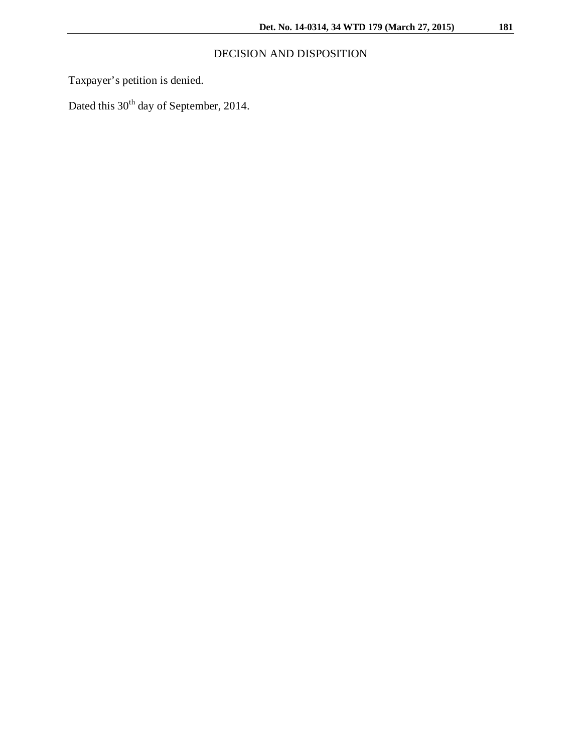## DECISION AND DISPOSITION

Taxpayer's petition is denied.

Dated this 30th day of September, 2014.